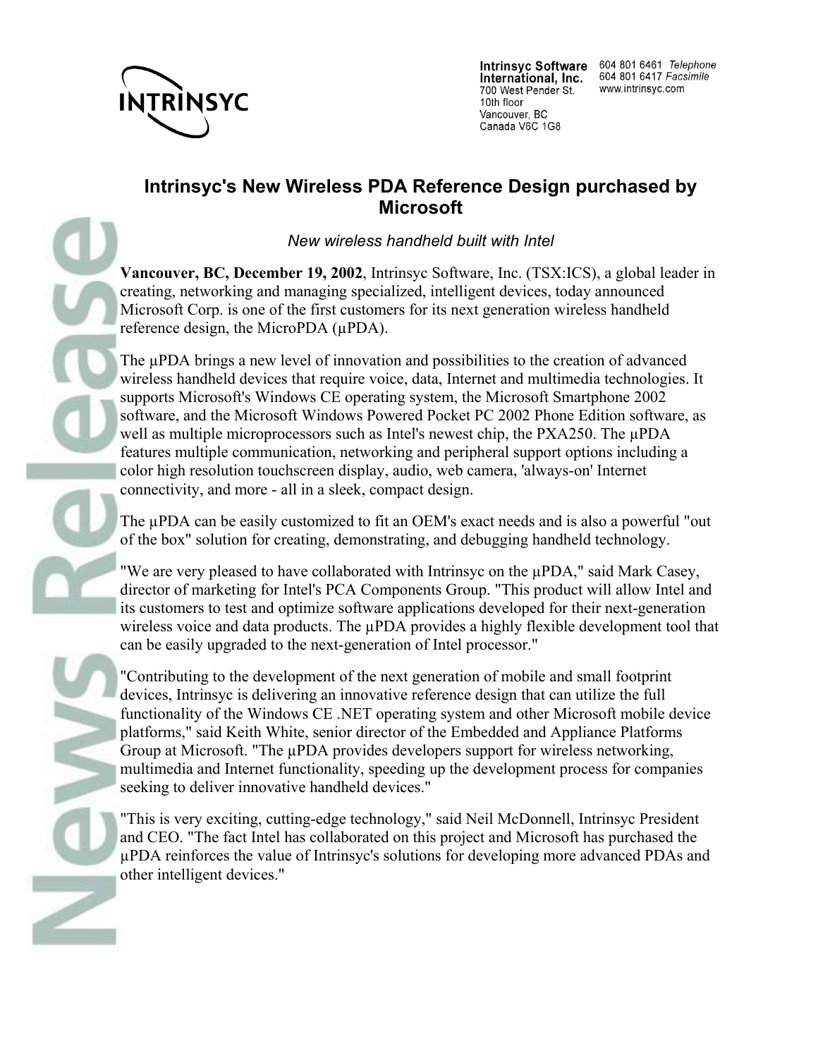Intrinsyc Software International, Inc.
700 West Pender St.
10th floor
Vancouver, BC
Canada V6C 1G8

604 801 6461 *Telephone*
604 801 6417 *Facsimile*
www.intrinsyc.com

# Intrinsyc's New Wireless PDA Reference Design purchased by Microsoft

*New wireless handheld built with Intel*

**Vancouver, BC, December 19, 2002**, Intrinsyc Software, Inc. (TSX:ICS), a global leader in creating, networking and managing specialized, intelligent devices, today announced Microsoft Corp. is one of the first customers for its next generation wireless handheld reference design, the MicroPDA (µPDA).

The µPDA brings a new level of innovation and possibilities to the creation of advanced wireless handheld devices that require voice, data, Internet and multimedia technologies. It supports Microsoft's Windows CE operating system, the Microsoft Smartphone 2002 software, and the Microsoft Windows Powered Pocket PC 2002 Phone Edition software, as well as multiple microprocessors such as Intel's newest chip, the PXA250. The µPDA features multiple communication, networking and peripheral support options including a color high resolution touchscreen display, audio, web camera, 'always-on' Internet connectivity, and more - all in a sleek, compact design.

The µPDA can be easily customized to fit an OEM's exact needs and is also a powerful "out of the box" solution for creating, demonstrating, and debugging handheld technology.

"We are very pleased to have collaborated with Intrinsyc on the µPDA," said Mark Casey, director of marketing for Intel's PCA Components Group. "This product will allow Intel and its customers to test and optimize software applications developed for their next-generation wireless voice and data products. The µPDA provides a highly flexible development tool that can be easily upgraded to the next-generation of Intel processor."

"Contributing to the development of the next generation of mobile and small footprint devices, Intrinsyc is delivering an innovative reference design that can utilize the full functionality of the Windows CE .NET operating system and other Microsoft mobile device platforms," said Keith White, senior director of the Embedded and Appliance Platforms Group at Microsoft. "The µPDA provides developers support for wireless networking, multimedia and Internet functionality, speeding up the development process for companies seeking to deliver innovative handheld devices."

"This is very exciting, cutting-edge technology," said Neil McDonnell, Intrinsyc President and CEO. "The fact Intel has collaborated on this project and Microsoft has purchased the µPDA reinforces the value of Intrinsyc's solutions for developing more advanced PDAs and other intelligent devices."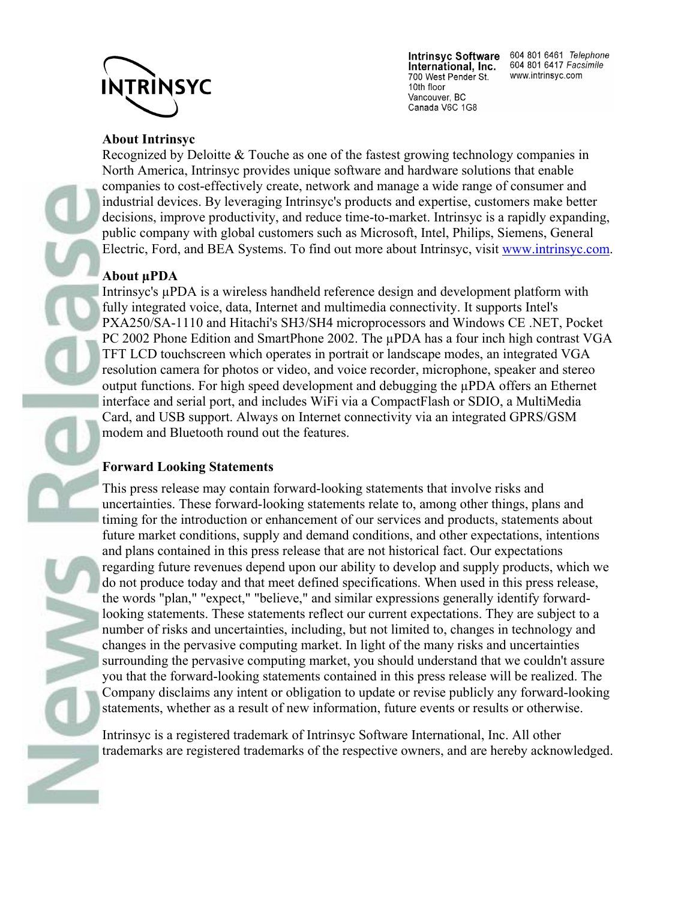Intrinsyc Software International, Inc.
700 West Pender St.
10th floor
Vancouver, BC
Canada V6C 1G8

604 801 6461 *Telephone*
604 801 6417 *Facsimile*
www.intrinsyc.com

**About Intrinsyc**

Recognized by Deloitte & Touche as one of the fastest growing technology companies in North America, Intrinsyc provides unique software and hardware solutions that enable companies to cost-effectively create, network and manage a wide range of consumer and industrial devices. By leveraging Intrinsyc's products and expertise, customers make better decisions, improve productivity, and reduce time-to-market. Intrinsyc is a rapidly expanding, public company with global customers such as Microsoft, Intel, Philips, Siemens, General Electric, Ford, and BEA Systems. To find out more about Intrinsyc, visit www.intrinsyc.com.

**About µPDA**

Intrinsyc's µPDA is a wireless handheld reference design and development platform with fully integrated voice, data, Internet and multimedia connectivity. It supports Intel's PXA250/SA-1110 and Hitachi's SH3/SH4 microprocessors and Windows CE .NET, Pocket PC 2002 Phone Edition and SmartPhone 2002. The µPDA has a four inch high contrast VGA TFT LCD touchscreen which operates in portrait or landscape modes, an integrated VGA resolution camera for photos or video, and voice recorder, microphone, speaker and stereo output functions. For high speed development and debugging the µPDA offers an Ethernet interface and serial port, and includes WiFi via a CompactFlash or SDIO, a MultiMedia Card, and USB support. Always on Internet connectivity via an integrated GPRS/GSM modem and Bluetooth round out the features.

**Forward Looking Statements**

This press release may contain forward-looking statements that involve risks and uncertainties. These forward-looking statements relate to, among other things, plans and timing for the introduction or enhancement of our services and products, statements about future market conditions, supply and demand conditions, and other expectations, intentions and plans contained in this press release that are not historical fact. Our expectations regarding future revenues depend upon our ability to develop and supply products, which we do not produce today and that meet defined specifications. When used in this press release, the words "plan," "expect," "believe," and similar expressions generally identify forward-looking statements. These statements reflect our current expectations. They are subject to a number of risks and uncertainties, including, but not limited to, changes in technology and changes in the pervasive computing market. In light of the many risks and uncertainties surrounding the pervasive computing market, you should understand that we couldn't assure you that the forward-looking statements contained in this press release will be realized. The Company disclaims any intent or obligation to update or revise publicly any forward-looking statements, whether as a result of new information, future events or results or otherwise.

Intrinsyc is a registered trademark of Intrinsyc Software International, Inc. All other trademarks are registered trademarks of the respective owners, and are hereby acknowledged.